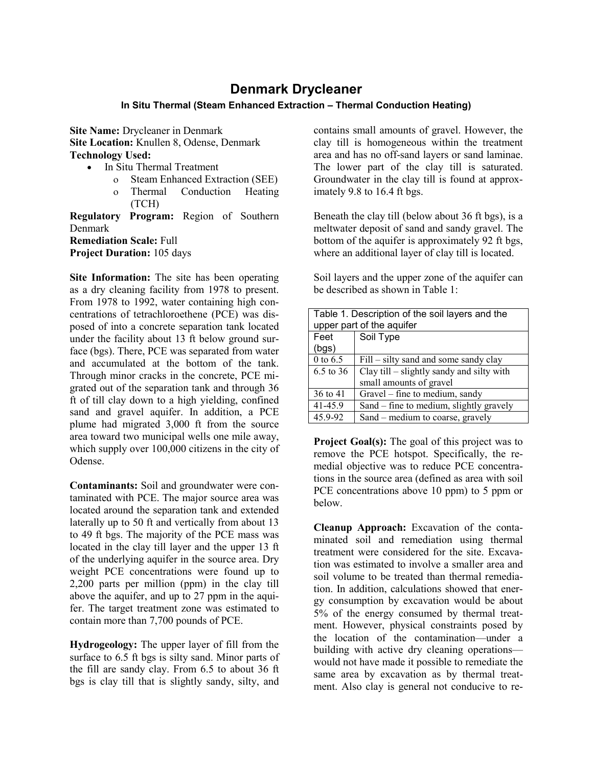# Denmark Drycleaner

### In Situ Thermal (Steam Enhanced Extraction – Thermal Conduction Heating)

**Site Name:** Drycleaner in Denmark
**Site Location:** Knullen 8, Odense, Denmark
**Technology Used:**

- In Situ Thermal Treatment
  - Steam Enhanced Extraction (SEE)
  - Thermal Conduction Heating (TCH)

**Regulatory Program:** Region of Southern Denmark
**Remediation Scale:** Full
**Project Duration:** 105 days

**Site Information:** The site has been operating as a dry cleaning facility from 1978 to present. From 1978 to 1992, water containing high concentrations of tetrachloroethene (PCE) was disposed of into a concrete separation tank located under the facility about 13 ft below ground surface (bgs). There, PCE was separated from water and accumulated at the bottom of the tank. Through minor cracks in the concrete, PCE migrated out of the separation tank and through 36 ft of till clay down to a high yielding, confined sand and gravel aquifer. In addition, a PCE plume had migrated 3,000 ft from the source area toward two municipal wells one mile away, which supply over 100,000 citizens in the city of Odense.

**Contaminants:** Soil and groundwater were contaminated with PCE. The major source area was located around the separation tank and extended laterally up to 50 ft and vertically from about 13 to 49 ft bgs. The majority of the PCE mass was located in the clay till layer and the upper 13 ft of the underlying aquifer in the source area. Dry weight PCE concentrations were found up to 2,200 parts per million (ppm) in the clay till above the aquifer, and up to 27 ppm in the aquifer. The target treatment zone was estimated to contain more than 7,700 pounds of PCE.

**Hydrogeology:** The upper layer of fill from the surface to 6.5 ft bgs is silty sand. Minor parts of the fill are sandy clay. From 6.5 to about 36 ft bgs is clay till that is slightly sandy, silty, and contains small amounts of gravel. However, the clay till is homogeneous within the treatment area and has no off-sand layers or sand laminae. The lower part of the clay till is saturated. Groundwater in the clay till is found at approximately 9.8 to 16.4 ft bgs.

Beneath the clay till (below about 36 ft bgs), is a meltwater deposit of sand and sandy gravel. The bottom of the aquifer is approximately 92 ft bgs, where an additional layer of clay till is located.

Soil layers and the upper zone of the aquifer can be described as shown in Table 1:

Table 1. Description of the soil layers and the upper part of the aquifer

| Feet (bgs) | Soil Type |
|---|---|
| 0 to 6.5 | Fill – silty sand and some sandy clay |
| 6.5 to 36 | Clay till – slightly sandy and silty with small amounts of gravel |
| 36 to 41 | Gravel – fine to medium, sandy |
| 41-45.9 | Sand – fine to medium, slightly gravely |
| 45.9-92 | Sand – medium to coarse, gravely |

**Project Goal(s):** The goal of this project was to remove the PCE hotspot. Specifically, the remedial objective was to reduce PCE concentrations in the source area (defined as area with soil PCE concentrations above 10 ppm) to 5 ppm or below.

**Cleanup Approach:** Excavation of the contaminated soil and remediation using thermal treatment were considered for the site. Excavation was estimated to involve a smaller area and soil volume to be treated than thermal remediation. In addition, calculations showed that energy consumption by excavation would be about 5% of the energy consumed by thermal treatment. However, physical constraints posed by the location of the contamination—under a building with active dry cleaning operations—would not have made it possible to remediate the same area by excavation as by thermal treatment. Also clay is general not conducive to re-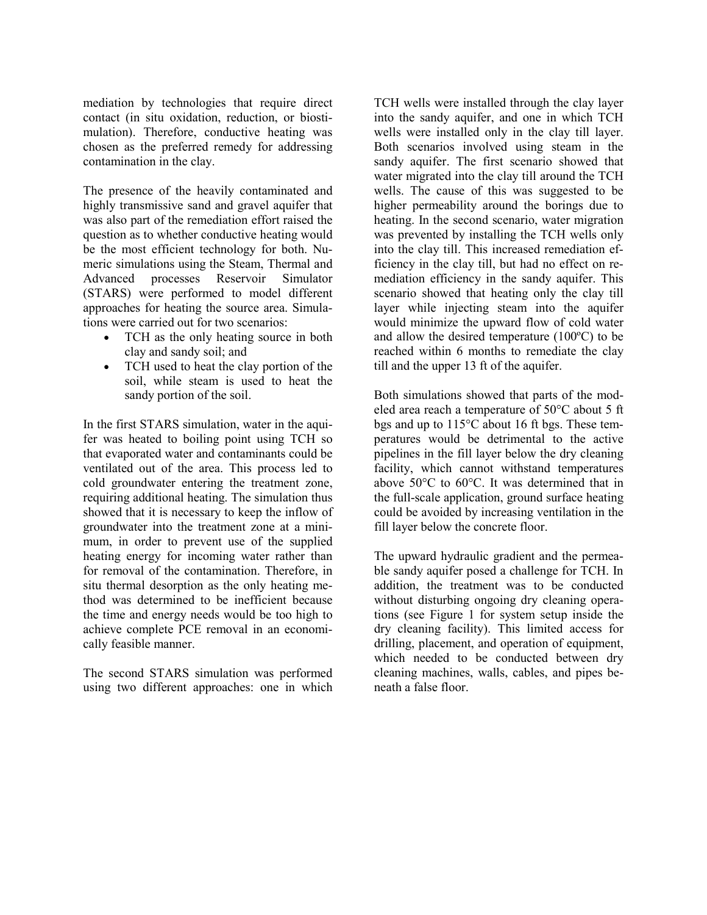mediation by technologies that require direct contact (in situ oxidation, reduction, or biostimulation). Therefore, conductive heating was chosen as the preferred remedy for addressing contamination in the clay.

The presence of the heavily contaminated and highly transmissive sand and gravel aquifer that was also part of the remediation effort raised the question as to whether conductive heating would be the most efficient technology for both. Numeric simulations using the Steam, Thermal and Advanced processes Reservoir Simulator (STARS) were performed to model different approaches for heating the source area. Simulations were carried out for two scenarios:

- TCH as the only heating source in both clay and sandy soil; and
- TCH used to heat the clay portion of the soil, while steam is used to heat the sandy portion of the soil.

In the first STARS simulation, water in the aquifer was heated to boiling point using TCH so that evaporated water and contaminants could be ventilated out of the area. This process led to cold groundwater entering the treatment zone, requiring additional heating. The simulation thus showed that it is necessary to keep the inflow of groundwater into the treatment zone at a minimum, in order to prevent use of the supplied heating energy for incoming water rather than for removal of the contamination. Therefore, in situ thermal desorption as the only heating method was determined to be inefficient because the time and energy needs would be too high to achieve complete PCE removal in an economically feasible manner.

The second STARS simulation was performed using two different approaches: one in which TCH wells were installed through the clay layer into the sandy aquifer, and one in which TCH wells were installed only in the clay till layer. Both scenarios involved using steam in the sandy aquifer. The first scenario showed that water migrated into the clay till around the TCH wells. The cause of this was suggested to be higher permeability around the borings due to heating. In the second scenario, water migration was prevented by installing the TCH wells only into the clay till. This increased remediation efficiency in the clay till, but had no effect on remediation efficiency in the sandy aquifer. This scenario showed that heating only the clay till layer while injecting steam into the aquifer would minimize the upward flow of cold water and allow the desired temperature (100ºC) to be reached within 6 months to remediate the clay till and the upper 13 ft of the aquifer.

Both simulations showed that parts of the modeled area reach a temperature of 50°C about 5 ft bgs and up to 115°C about 16 ft bgs. These temperatures would be detrimental to the active pipelines in the fill layer below the dry cleaning facility, which cannot withstand temperatures above 50°C to 60°C. It was determined that in the full-scale application, ground surface heating could be avoided by increasing ventilation in the fill layer below the concrete floor.

The upward hydraulic gradient and the permeable sandy aquifer posed a challenge for TCH. In addition, the treatment was to be conducted without disturbing ongoing dry cleaning operations (see Figure 1 for system setup inside the dry cleaning facility). This limited access for drilling, placement, and operation of equipment, which needed to be conducted between dry cleaning machines, walls, cables, and pipes beneath a false floor.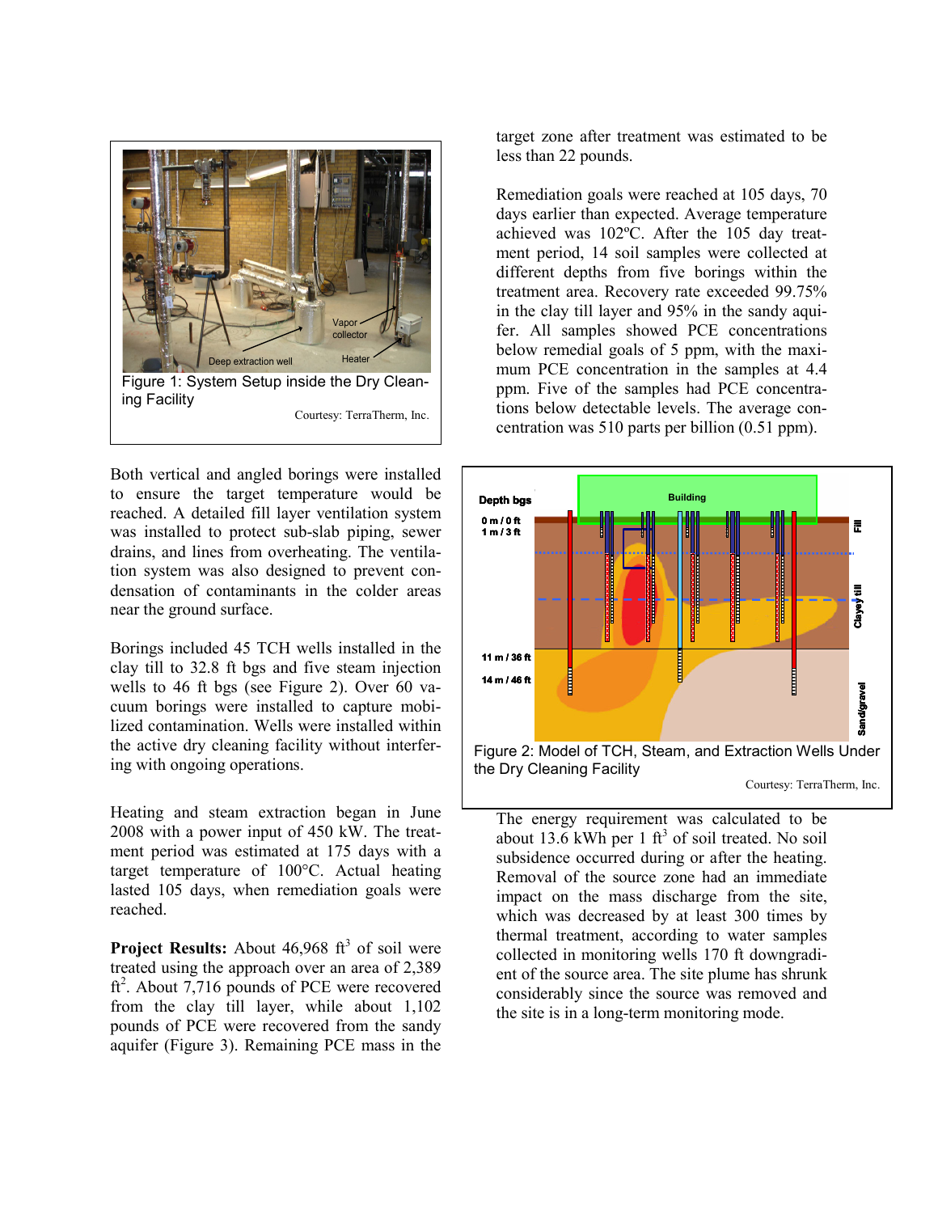Figure 1: System Setup inside the Dry Cleaning Facility

Courtesy: TerraTherm, Inc.

Both vertical and angled borings were installed to ensure the target temperature would be reached. A detailed fill layer ventilation system was installed to protect sub-slab piping, sewer drains, and lines from overheating. The ventilation system was also designed to prevent condensation of contaminants in the colder areas near the ground surface.

Borings included 45 TCH wells installed in the clay till to 32.8 ft bgs and five steam injection wells to 46 ft bgs (see Figure 2). Over 60 vacuum borings were installed to capture mobilized contamination. Wells were installed within the active dry cleaning facility without interfering with ongoing operations.

Heating and steam extraction began in June 2008 with a power input of 450 kW. The treatment period was estimated at 175 days with a target temperature of 100°C. Actual heating lasted 105 days, when remediation goals were reached.

**Project Results:** About 46,968 $ft^3$ of soil were treated using the approach over an area of 2,389 $ft^2$. About 7,716 pounds of PCE were recovered from the clay till layer, while about 1,102 pounds of PCE were recovered from the sandy aquifer (Figure 3). Remaining PCE mass in the target zone after treatment was estimated to be less than 22 pounds.

Remediation goals were reached at 105 days, 70 days earlier than expected. Average temperature achieved was 102ºC. After the 105 day treatment period, 14 soil samples were collected at different depths from five borings within the treatment area. Recovery rate exceeded 99.75% in the clay till layer and 95% in the sandy aquifer. All samples showed PCE concentrations below remedial goals of 5 ppm, with the maximum PCE concentration in the samples at 4.4 ppm. Five of the samples had PCE concentrations below detectable levels. The average concentration was 510 parts per billion (0.51 ppm).

Figure 2: Model of TCH, Steam, and Extraction Wells Under the Dry Cleaning Facility

Courtesy: TerraTherm, Inc.

The energy requirement was calculated to be about 13.6 kWh per 1 $ft^3$ of soil treated. No soil subsidence occurred during or after the heating. Removal of the source zone had an immediate impact on the mass discharge from the site, which was decreased by at least 300 times by thermal treatment, according to water samples collected in monitoring wells 170 ft downgradient of the source area. The site plume has shrunk considerably since the source was removed and the site is in a long-term monitoring mode.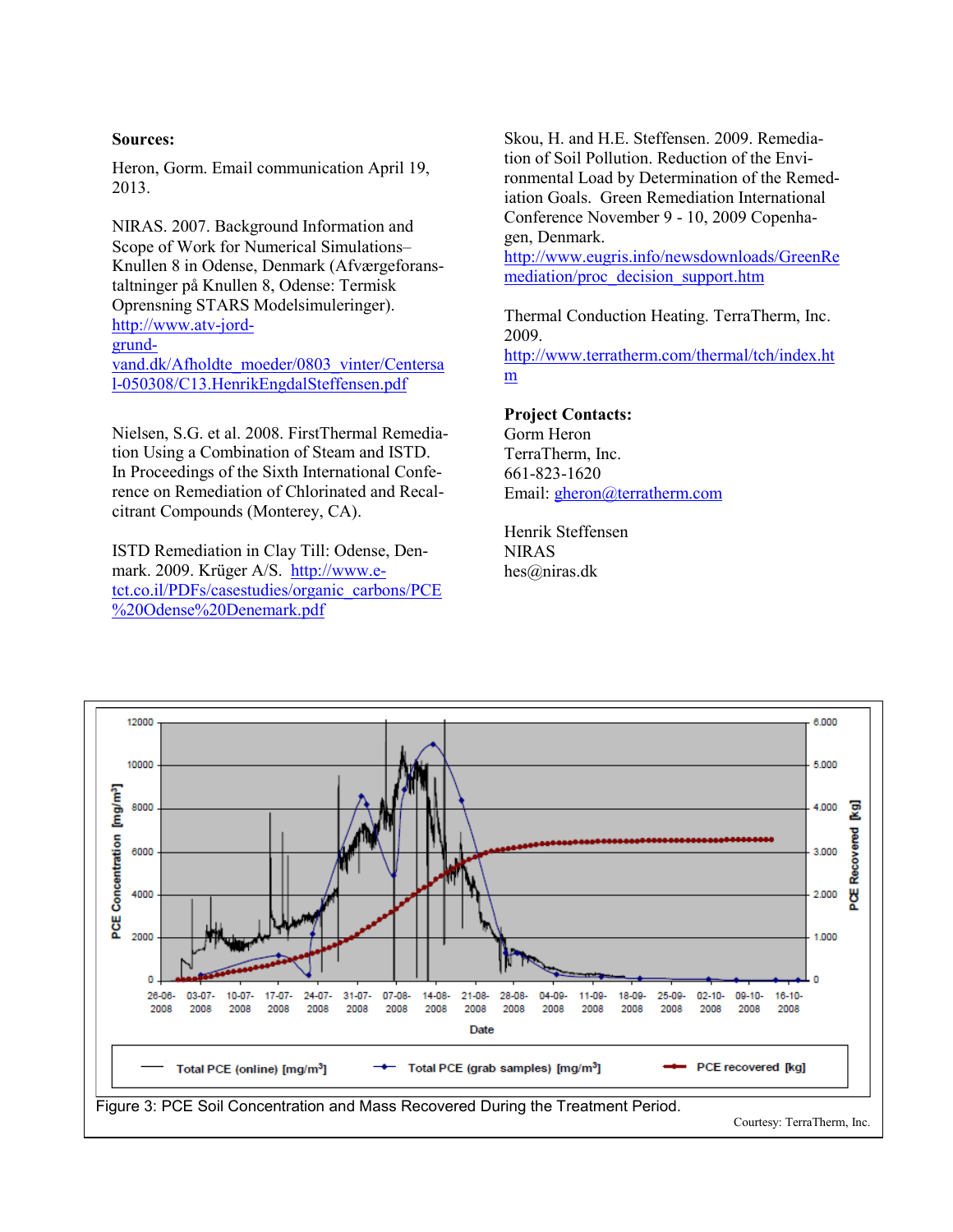**Sources:**

Heron, Gorm. Email communication April 19, 2013.

NIRAS. 2007. Background Information and Scope of Work for Numerical Simulations– Knullen 8 in Odense, Denmark (Afværgeforanstaltninger på Knullen 8, Odense: Termisk Oprensning STARS Modelsimuleringer). http://www.atv-jord-grund-vand.dk/Afholdte_moeder/0803_vinter/Centersal-050308/C13.HenrikEngdalSteffensen.pdf

Nielsen, S.G. et al. 2008. FirstThermal Remediation Using a Combination of Steam and ISTD. In Proceedings of the Sixth International Conference on Remediation of Chlorinated and Recalcitrant Compounds (Monterey, CA).

ISTD Remediation in Clay Till: Odense, Denmark. 2009. Krüger A/S. http://www.e-tct.co.il/PDFs/casestudies/organic_carbons/PCE%20Odense%20Denemark.pdf

Skou, H. and H.E. Steffensen. 2009. Remediation of Soil Pollution. Reduction of the Environmental Load by Determination of the Remediation Goals. Green Remediation International Conference November 9 - 10, 2009 Copenhagen, Denmark. http://www.eugris.info/newsdownloads/GreenRemediation/proc_decision_support.htm

Thermal Conduction Heating. TerraTherm, Inc. 2009. http://www.terratherm.com/thermal/tch/index.htm

**Project Contacts:**

Gorm Heron
TerraTherm, Inc.
661-823-1620
Email: gheron@terratherm.com

Henrik Steffensen
NIRAS
hes@niras.dk

PCE Concentration [mg/m³]
12000
10000
8000
6000
4000
2000
0

PCE Recovered [kg]
6.000
5.000
4.000
3.000
2.000
1.000
0

26-06-2008
03-07-2008
10-07-2008
17-07-2008
24-07-2008
31-07-2008
07-08-2008
14-08-2008
21-08-2008
28-08-2008
04-09-2008
11-09-2008
18-09-2008
25-09-2008
02-10-2008
09-10-2008
16-10-2008

Date

Total PCE (online) [mg/m³]
Total PCE (grab samples) [mg/m³]
PCE recovered [kg]

Figure 3: PCE Soil Concentration and Mass Recovered During the Treatment Period.

Courtesy: TerraTherm, Inc.